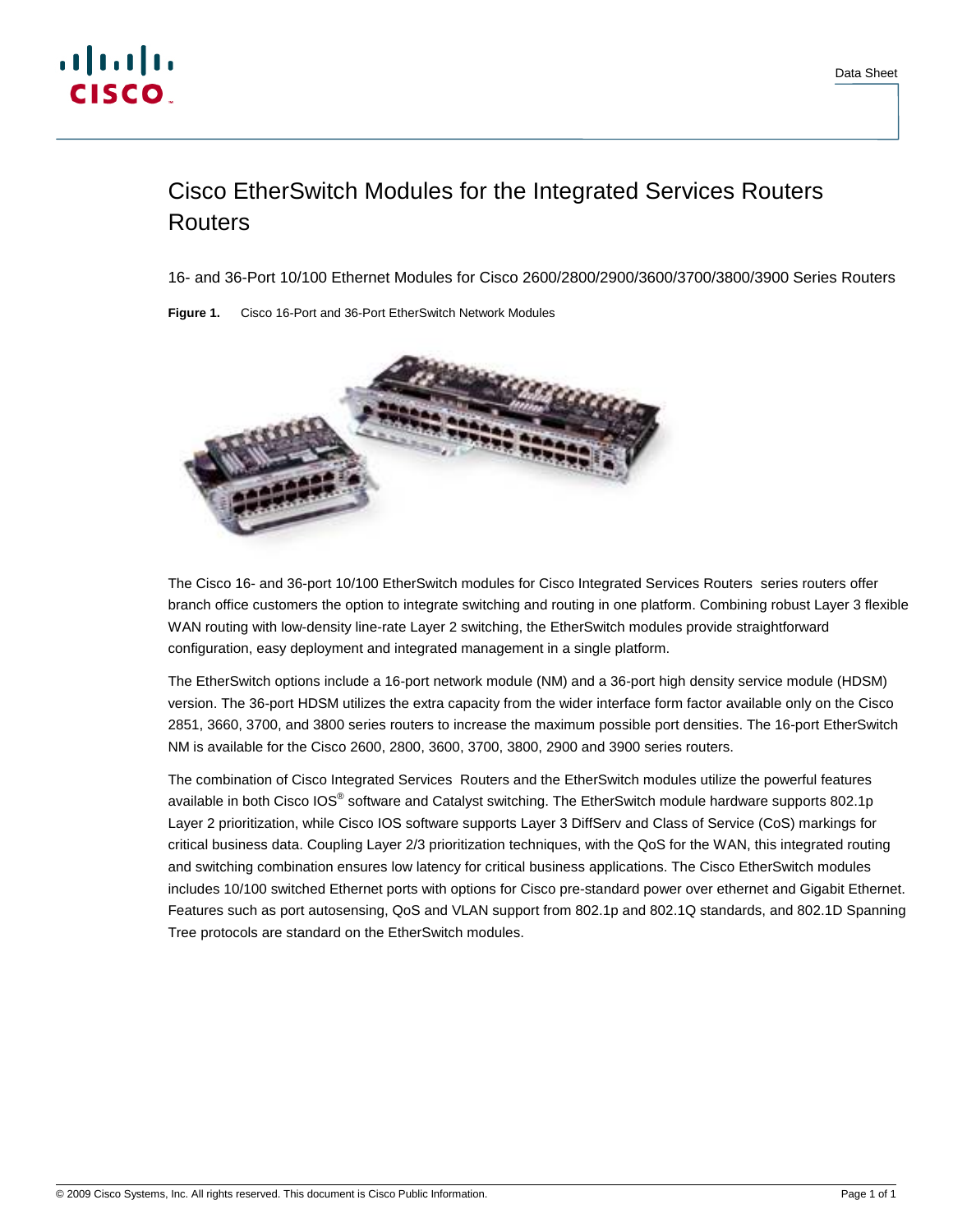# Cisco EtherSwitch Modules for the Integrated Services Routers Routers

16- and 36-Port 10/100 Ethernet Modules for Cisco 2600/2800/2900/3600/3700/3800/3900 Series Routers

**Figure 1.** Cisco 16-Port and 36-Port EtherSwitch Network Modules

The Cisco 16- and 36-port 10/100 EtherSwitch modules for Cisco Integrated Services Routers series routers offer branch office customers the option to integrate switching and routing in one platform. Combining robust Layer 3 flexible WAN routing with low-density line-rate Layer 2 switching, the EtherSwitch modules provide straightforward configuration, easy deployment and integrated management in a single platform.

The EtherSwitch options include a 16-port network module (NM) and a 36-port high density service module (HDSM) version. The 36-port HDSM utilizes the extra capacity from the wider interface form factor available only on the Cisco 2851, 3660, 3700, and 3800 series routers to increase the maximum possible port densities. The 16-port EtherSwitch NM is available for the Cisco 2600, 2800, 3600, 3700, 3800, 2900 and 3900 series routers.

The combination of Cisco Integrated Services Routers and the EtherSwitch modules utilize the powerful features available in both Cisco IOS® software and Catalyst switching. The EtherSwitch module hardware supports 802.1p Layer 2 prioritization, while Cisco IOS software supports Layer 3 DiffServ and Class of Service (CoS) markings for critical business data. Coupling Layer 2/3 prioritization techniques, with the QoS for the WAN, this integrated routing and switching combination ensures low latency for critical business applications. The Cisco EtherSwitch modules includes 10/100 switched Ethernet ports with options for Cisco pre-standard power over ethernet and Gigabit Ethernet. Features such as port autosensing, QoS and VLAN support from 802.1p and 802.1Q standards, and 802.1D Spanning Tree protocols are standard on the EtherSwitch modules.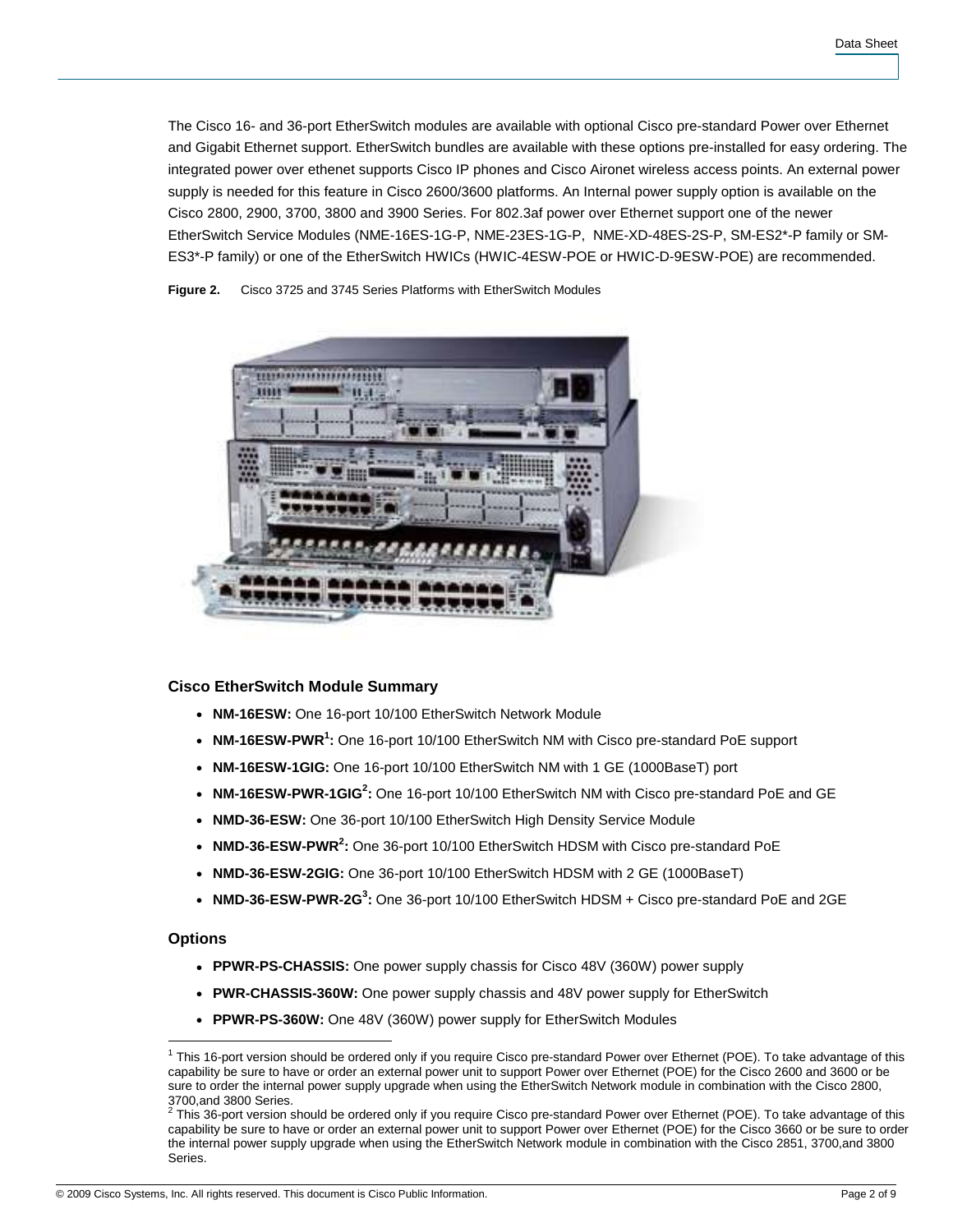The Cisco 16- and 36-port EtherSwitch modules are available with optional Cisco pre-standard Power over Ethernet and Gigabit Ethernet support. EtherSwitch bundles are available with these options pre-installed for easy ordering. The integrated power over ethenet supports Cisco IP phones and Cisco Aironet wireless access points. An external power supply is needed for this feature in Cisco 2600/3600 platforms. An Internal power supply option is available on the Cisco 2800, 2900, 3700, 3800 and 3900 Series. For 802.3af power over Ethernet support one of the newer EtherSwitch Service Modules (NME-16ES-1G-P, NME-23ES-1G-P, NME-XD-48ES-2S-P, SM-ES2*-P family or SM-ES3*-P family) or one of the EtherSwitch HWICs (HWIC-4ESW-POE or HWIC-D-9ESW-POE) are recommended.

**Figure 2.** Cisco 3725 and 3745 Series Platforms with EtherSwitch Modules

### Cisco EtherSwitch Module Summary

- **NM-16ESW:** One 16-port 10/100 EtherSwitch Network Module
- **NM-16ESW-PWR[1]:** One 16-port 10/100 EtherSwitch NM with Cisco pre-standard PoE support
- **NM-16ESW-1GIG:** One 16-port 10/100 EtherSwitch NM with 1 GE (1000BaseT) port
- **NM-16ESW-PWR-1GIG[2]:** One 16-port 10/100 EtherSwitch NM with Cisco pre-standard PoE and GE
- **NMD-36-ESW:** One 36-port 10/100 EtherSwitch High Density Service Module
- **NMD-36-ESW-PWR[2]:** One 36-port 10/100 EtherSwitch HDSM with Cisco pre-standard PoE
- **NMD-36-ESW-2GIG:** One 36-port 10/100 EtherSwitch HDSM with 2 GE (1000BaseT)
- **NMD-36-ESW-PWR-2G[3]:** One 36-port 10/100 EtherSwitch HDSM + Cisco pre-standard PoE and 2GE

### Options

- **PPWR-PS-CHASSIS:** One power supply chassis for Cisco 48V (360W) power supply
- **PWR-CHASSIS-360W:** One power supply chassis and 48V power supply for EtherSwitch
- **PPWR-PS-360W:** One 48V (360W) power supply for EtherSwitch Modules

---

[1] This 16-port version should be ordered only if you require Cisco pre-standard Power over Ethernet (POE). To take advantage of this capability be sure to have or order an external power unit to support Power over Ethernet (POE) for the Cisco 2600 and 3600 or be sure to order the internal power supply upgrade when using the EtherSwitch Network module in combination with the Cisco 2800, 3700,and 3800 Series.

[2] This 36-port version should be ordered only if you require Cisco pre-standard Power over Ethernet (POE). To take advantage of this capability be sure to have or order an external power unit to support Power over Ethernet (POE) for the Cisco 3660 or be sure to order the internal power supply upgrade when using the EtherSwitch Network module in combination with the Cisco 2851, 3700,and 3800 Series.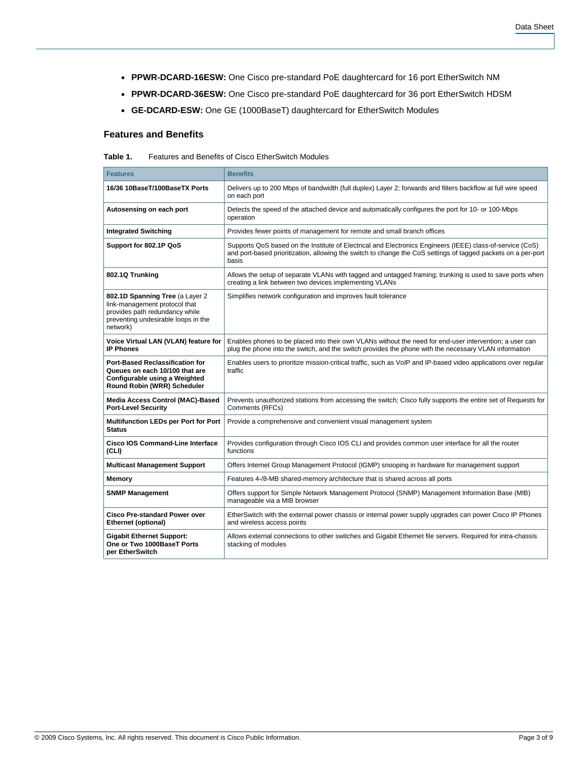- **PPWR-DCARD-16ESW:** One Cisco pre-standard PoE daughtercard for 16 port EtherSwitch NM
- **PPWR-DCARD-36ESW:** One Cisco pre-standard PoE daughtercard for 36 port EtherSwitch HDSM
- **GE-DCARD-ESW:** One GE (1000BaseT) daughtercard for EtherSwitch Modules

## Features and Benefits

**Table 1.** Features and Benefits of Cisco EtherSwitch Modules

| Features | Benefits |
|---|---|
| **16/36 10BaseT/100BaseTX Ports** | Delivers up to 200 Mbps of bandwidth (full duplex) Layer 2; forwards and filters backflow at full wire speed on each port |
| **Autosensing on each port** | Detects the speed of the attached device and automatically configures the port for 10- or 100-Mbps operation |
| **Integrated Switching** | Provides fewer points of management for remote and small branch offices |
| **Support for 802.1P QoS** | Supports QoS based on the Institute of Electrical and Electronics Engineers (IEEE) class-of-service (CoS) and port-based prioritization, allowing the switch to change the CoS settings of tagged packets on a per-port basis |
| **802.1Q Trunking** | Allows the setup of separate VLANs with tagged and untagged framing; trunking is used to save ports when creating a link between two devices implementing VLANs |
| **802.1D Spanning Tree** (a Layer 2 link-management protocol that provides path redundancy while preventing undesirable loops in the network) | Simplifies network configuration and improves fault tolerance |
| **Voice Virtual LAN (VLAN) feature for IP Phones** | Enables phones to be placed into their own VLANs without the need for end-user intervention; a user can plug the phone into the switch, and the switch provides the phone with the necessary VLAN information |
| **Port-Based Reclassification for Queues on each 10/100 that are Configurable using a Weighted Round Robin (WRR) Scheduler** | Enables users to prioritize mission-critical traffic, such as VoIP and IP-based video applications over regular traffic |
| **Media Access Control (MAC)-Based Port-Level Security** | Prevents unauthorized stations from accessing the switch; Cisco fully supports the entire set of Requests for Comments (RFCs) |
| **Multifunction LEDs per Port for Port Status** | Provide a comprehensive and convenient visual management system |
| **Cisco IOS Command-Line Interface (CLI)** | Provides configuration through Cisco IOS CLI and provides common user interface for all the router functions |
| **Multicast Management Support** | Offers Internet Group Management Protocol (IGMP) snooping in hardware for management support |
| **Memory** | Features 4-/8-MB shared-memory architecture that is shared across all ports |
| **SNMP Management** | Offers support for Simple Network Management Protocol (SNMP) Management Information Base (MIB) manageable via a MIB browser |
| **Cisco Pre-standard Power over Ethernet (optional)** | EtherSwitch with the external power chassis or internal power supply upgrades can power Cisco IP Phones and wireless access points |
| **Gigabit Ethernet Support: One or Two 1000BaseT Ports per EtherSwitch** | Allows external connections to other switches and Gigabit Ethernet file servers. Required for intra-chassis stacking of modules |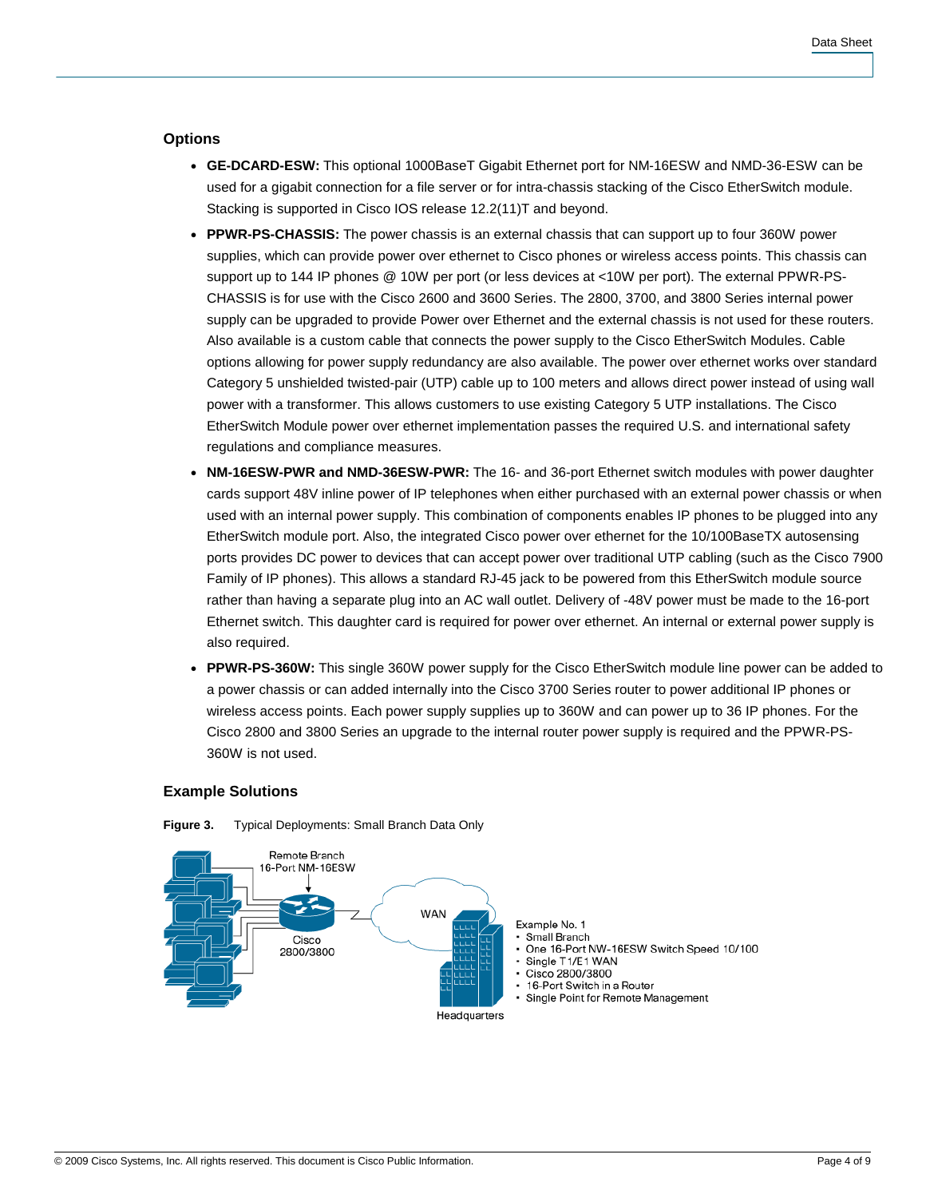## Options

- **GE-DCARD-ESW:** This optional 1000BaseT Gigabit Ethernet port for NM-16ESW and NMD-36-ESW can be used for a gigabit connection for a file server or for intra-chassis stacking of the Cisco EtherSwitch module. Stacking is supported in Cisco IOS release 12.2(11)T and beyond.
- **PPWR-PS-CHASSIS:** The power chassis is an external chassis that can support up to four 360W power supplies, which can provide power over ethernet to Cisco phones or wireless access points. This chassis can support up to 144 IP phones @ 10W per port (or less devices at <10W per port). The external PPWR-PS-CHASSIS is for use with the Cisco 2600 and 3600 Series. The 2800, 3700, and 3800 Series internal power supply can be upgraded to provide Power over Ethernet and the external chassis is not used for these routers. Also available is a custom cable that connects the power supply to the Cisco EtherSwitch Modules. Cable options allowing for power supply redundancy are also available. The power over ethernet works over standard Category 5 unshielded twisted-pair (UTP) cable up to 100 meters and allows direct power instead of using wall power with a transformer. This allows customers to use existing Category 5 UTP installations. The Cisco EtherSwitch Module power over ethernet implementation passes the required U.S. and international safety regulations and compliance measures.
- **NM-16ESW-PWR and NMD-36ESW-PWR:** The 16- and 36-port Ethernet switch modules with power daughter cards support 48V inline power of IP telephones when either purchased with an external power chassis or when used with an internal power supply. This combination of components enables IP phones to be plugged into any EtherSwitch module port. Also, the integrated Cisco power over ethernet for the 10/100BaseTX autosensing ports provides DC power to devices that can accept power over traditional UTP cabling (such as the Cisco 7900 Family of IP phones). This allows a standard RJ-45 jack to be powered from this EtherSwitch module source rather than having a separate plug into an AC wall outlet. Delivery of -48V power must be made to the 16-port Ethernet switch. This daughter card is required for power over ethernet. An internal or external power supply is also required.
- **PPWR-PS-360W:** This single 360W power supply for the Cisco EtherSwitch module line power can be added to a power chassis or can added internally into the Cisco 3700 Series router to power additional IP phones or wireless access points. Each power supply supplies up to 360W and can power up to 36 IP phones. For the Cisco 2800 and 3800 Series an upgrade to the internal router power supply is required and the PPWR-PS-360W is not used.

## Example Solutions

**Figure 3.** Typical Deployments: Small Branch Data Only

Remote Branch
16-Port NM-16ESW

Cisco 2800/3800

WAN

Headquarters

Example No. 1
- Small Branch
- One 16-Port NW-16ESW Switch Speed 10/100
- Single T1/E1 WAN
- Cisco 2800/3800
- 16-Port Switch in a Router
- Single Point for Remote Management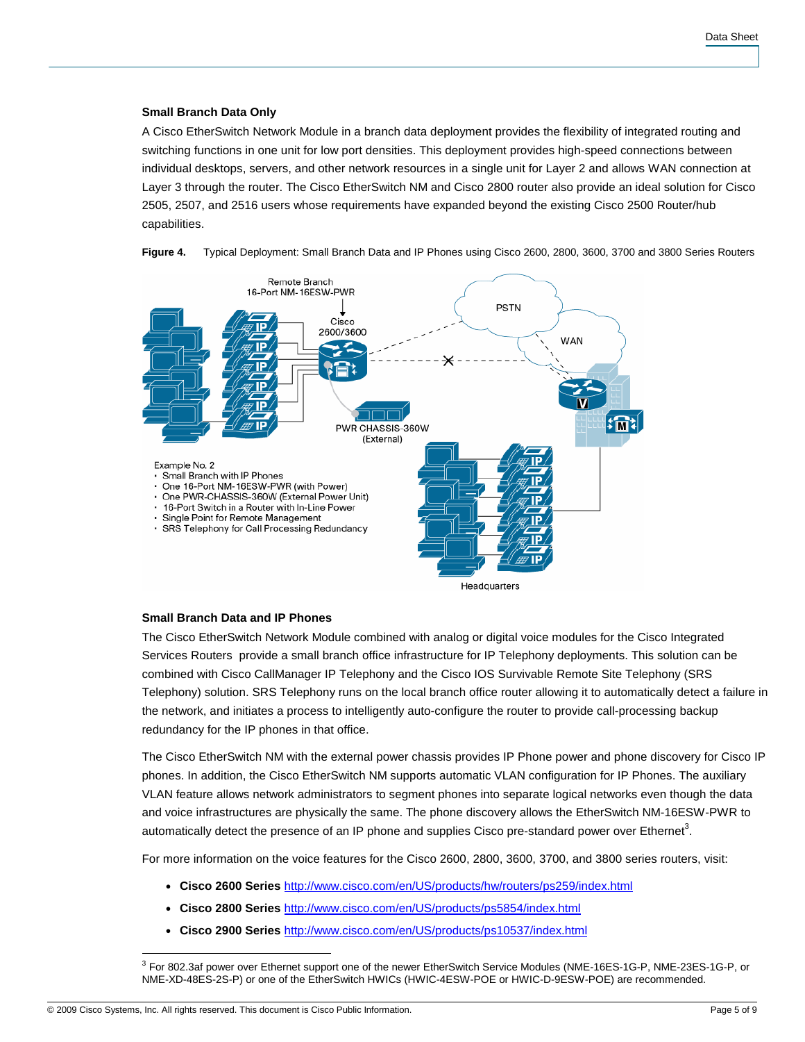### Small Branch Data Only

A Cisco EtherSwitch Network Module in a branch data deployment provides the flexibility of integrated routing and switching functions in one unit for low port densities. This deployment provides high-speed connections between individual desktops, servers, and other network resources in a single unit for Layer 2 and allows WAN connection at Layer 3 through the router. The Cisco EtherSwitch NM and Cisco 2800 router also provide an ideal solution for Cisco 2505, 2507, and 2516 users whose requirements have expanded beyond the existing Cisco 2500 Router/hub capabilities.

**Figure 4.** Typical Deployment: Small Branch Data and IP Phones using Cisco 2600, 2800, 3600, 3700 and 3800 Series Routers

### Small Branch Data and IP Phones

The Cisco EtherSwitch Network Module combined with analog or digital voice modules for the Cisco Integrated Services Routers provide a small branch office infrastructure for IP Telephony deployments. This solution can be combined with Cisco CallManager IP Telephony and the Cisco IOS Survivable Remote Site Telephony (SRS Telephony) solution. SRS Telephony runs on the local branch office router allowing it to automatically detect a failure in the network, and initiates a process to intelligently auto-configure the router to provide call-processing backup redundancy for the IP phones in that office.

The Cisco EtherSwitch NM with the external power chassis provides IP Phone power and phone discovery for Cisco IP phones. In addition, the Cisco EtherSwitch NM supports automatic VLAN configuration for IP Phones. The auxiliary VLAN feature allows network administrators to segment phones into separate logical networks even though the data and voice infrastructures are physically the same. The phone discovery allows the EtherSwitch NM-16ESW-PWR to automatically detect the presence of an IP phone and supplies Cisco pre-standard power over Ethernet[3].

For more information on the voice features for the Cisco 2600, 2800, 3600, 3700, and 3800 series routers, visit:

- **Cisco 2600 Series** http://www.cisco.com/en/US/products/hw/routers/ps259/index.html
- **Cisco 2800 Series** http://www.cisco.com/en/US/products/ps5854/index.html
- **Cisco 2900 Series** http://www.cisco.com/en/US/products/ps10537/index.html

[3] For 802.3af power over Ethernet support one of the newer EtherSwitch Service Modules (NME-16ES-1G-P, NME-23ES-1G-P, or NME-XD-48ES-2S-P) or one of the EtherSwitch HWICs (HWIC-4ESW-POE or HWIC-D-9ESW-POE) are recommended.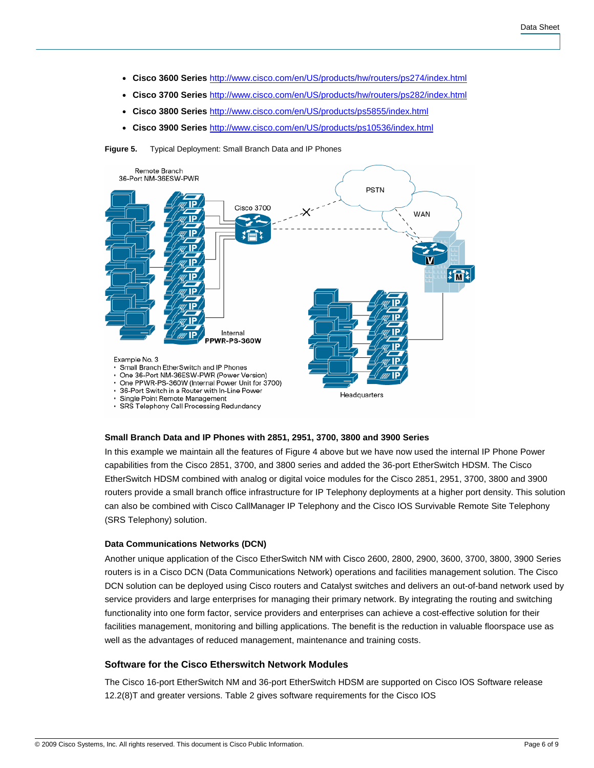- **Cisco 3600 Series** http://www.cisco.com/en/US/products/hw/routers/ps274/index.html
- **Cisco 3700 Series** http://www.cisco.com/en/US/products/hw/routers/ps282/index.html
- **Cisco 3800 Series** http://www.cisco.com/en/US/products/ps5855/index.html
- **Cisco 3900 Series** http://www.cisco.com/en/US/products/ps10536/index.html

**Figure 5.** Typical Deployment: Small Branch Data and IP Phones

### Small Branch Data and IP Phones with 2851, 2951, 3700, 3800 and 3900 Series

In this example we maintain all the features of Figure 4 above but we have now used the internal IP Phone Power capabilities from the Cisco 2851, 3700, and 3800 series and added the 36-port EtherSwitch HDSM. The Cisco EtherSwitch HDSM combined with analog or digital voice modules for the Cisco 2851, 2951, 3700, 3800 and 3900 routers provide a small branch office infrastructure for IP Telephony deployments at a higher port density. This solution can also be combined with Cisco CallManager IP Telephony and the Cisco IOS Survivable Remote Site Telephony (SRS Telephony) solution.

### Data Communications Networks (DCN)

Another unique application of the Cisco EtherSwitch NM with Cisco 2600, 2800, 2900, 3600, 3700, 3800, 3900 Series routers is in a Cisco DCN (Data Communications Network) operations and facilities management solution. The Cisco DCN solution can be deployed using Cisco routers and Catalyst switches and delivers an out-of-band network used by service providers and large enterprises for managing their primary network. By integrating the routing and switching functionality into one form factor, service providers and enterprises can achieve a cost-effective solution for their facilities management, monitoring and billing applications. The benefit is the reduction in valuable floorspace use as well as the advantages of reduced management, maintenance and training costs.

## Software for the Cisco Etherswitch Network Modules

The Cisco 16-port EtherSwitch NM and 36-port EtherSwitch HDSM are supported on Cisco IOS Software release 12.2(8)T and greater versions. Table 2 gives software requirements for the Cisco IOS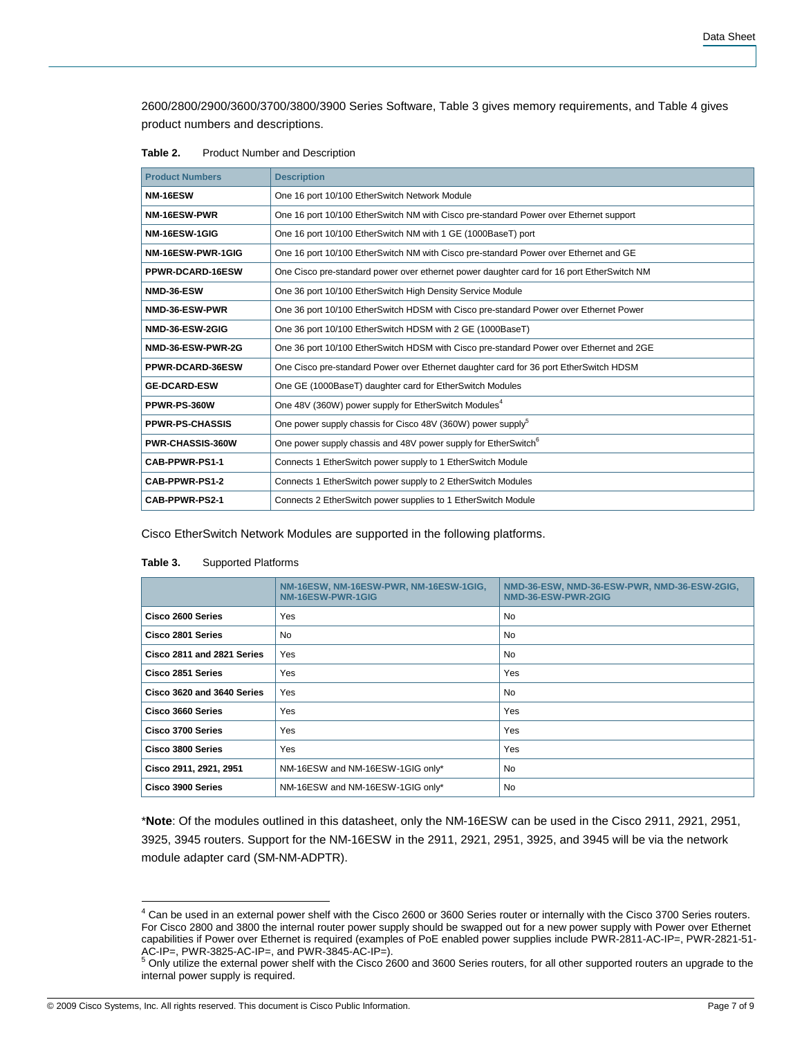2600/2800/2900/3600/3700/3800/3900 Series Software, Table 3 gives memory requirements, and Table 4 gives product numbers and descriptions.

**Table 2.** Product Number and Description

| Product Numbers | Description |
| --- | --- |
| **NM-16ESW** | One 16 port 10/100 EtherSwitch Network Module |
| **NM-16ESW-PWR** | One 16 port 10/100 EtherSwitch NM with Cisco pre-standard Power over Ethernet support |
| **NM-16ESW-1GIG** | One 16 port 10/100 EtherSwitch NM with 1 GE (1000BaseT) port |
| **NM-16ESW-PWR-1GIG** | One 16 port 10/100 EtherSwitch NM with Cisco pre-standard Power over Ethernet and GE |
| **PPWR-DCARD-16ESW** | One Cisco pre-standard power over ethernet power daughter card for 16 port EtherSwitch NM |
| **NMD-36-ESW** | One 36 port 10/100 EtherSwitch High Density Service Module |
| **NMD-36-ESW-PWR** | One 36 port 10/100 EtherSwitch HDSM with Cisco pre-standard Power over Ethernet Power |
| **NMD-36-ESW-2GIG** | One 36 port 10/100 EtherSwitch HDSM with 2 GE (1000BaseT) |
| **NMD-36-ESW-PWR-2G** | One 36 port 10/100 EtherSwitch HDSM with Cisco pre-standard Power over Ethernet and 2GE |
| **PPWR-DCARD-36ESW** | One Cisco pre-standard Power over Ethernet daughter card for 36 port EtherSwitch HDSM |
| **GE-DCARD-ESW** | One GE (1000BaseT) daughter card for EtherSwitch Modules |
| **PPWR-PS-360W** | One 48V (360W) power supply for EtherSwitch Modules[4] |
| **PPWR-PS-CHASSIS** | One power supply chassis for Cisco 48V (360W) power supply[5] |
| **PWR-CHASSIS-360W** | One power supply chassis and 48V power supply for EtherSwitch[6] |
| **CAB-PPWR-PS1-1** | Connects 1 EtherSwitch power supply to 1 EtherSwitch Module |
| **CAB-PPWR-PS1-2** | Connects 1 EtherSwitch power supply to 2 EtherSwitch Modules |
| **CAB-PPWR-PS2-1** | Connects 2 EtherSwitch power supplies to 1 EtherSwitch Module |

Cisco EtherSwitch Network Modules are supported in the following platforms.

**Table 3.** Supported Platforms

| | NM-16ESW, NM-16ESW-PWR, NM-16ESW-1GIG, NM-16ESW-PWR-1GIG | NMD-36-ESW, NMD-36-ESW-PWR, NMD-36-ESW-2GIG, NMD-36-ESW-PWR-2GIG |
| --- | --- | --- |
| **Cisco 2600 Series** | Yes | No |
| **Cisco 2801 Series** | No | No |
| **Cisco 2811 and 2821 Series** | Yes | No |
| **Cisco 2851 Series** | Yes | Yes |
| **Cisco 3620 and 3640 Series** | Yes | No |
| **Cisco 3660 Series** | Yes | Yes |
| **Cisco 3700 Series** | Yes | Yes |
| **Cisco 3800 Series** | Yes | Yes |
| **Cisco 2911, 2921, 2951** | NM-16ESW and NM-16ESW-1GIG only* | No |
| **Cisco 3900 Series** | NM-16ESW and NM-16ESW-1GIG only* | No |

***Note**: Of the modules outlined in this datasheet, only the NM-16ESW can be used in the Cisco 2911, 2921, 2951, 3925, 3945 routers. Support for the NM-16ESW in the 2911, 2921, 2951, 3925, and 3945 will be via the network module adapter card (SM-NM-ADPTR).

---

[4] Can be used in an external power shelf with the Cisco 2600 or 3600 Series router or internally with the Cisco 3700 Series routers. For Cisco 2800 and 3800 the internal router power supply should be swapped out for a new power supply with Power over Ethernet capabilities if Power over Ethernet is required (examples of PoE enabled power supplies include PWR-2811-AC-IP=, PWR-2821-51-AC-IP=, PWR-3825-AC-IP=, and PWR-3845-AC-IP=).

[5] Only utilize the external power shelf with the Cisco 2600 and 3600 Series routers, for all other supported routers an upgrade to the internal power supply is required.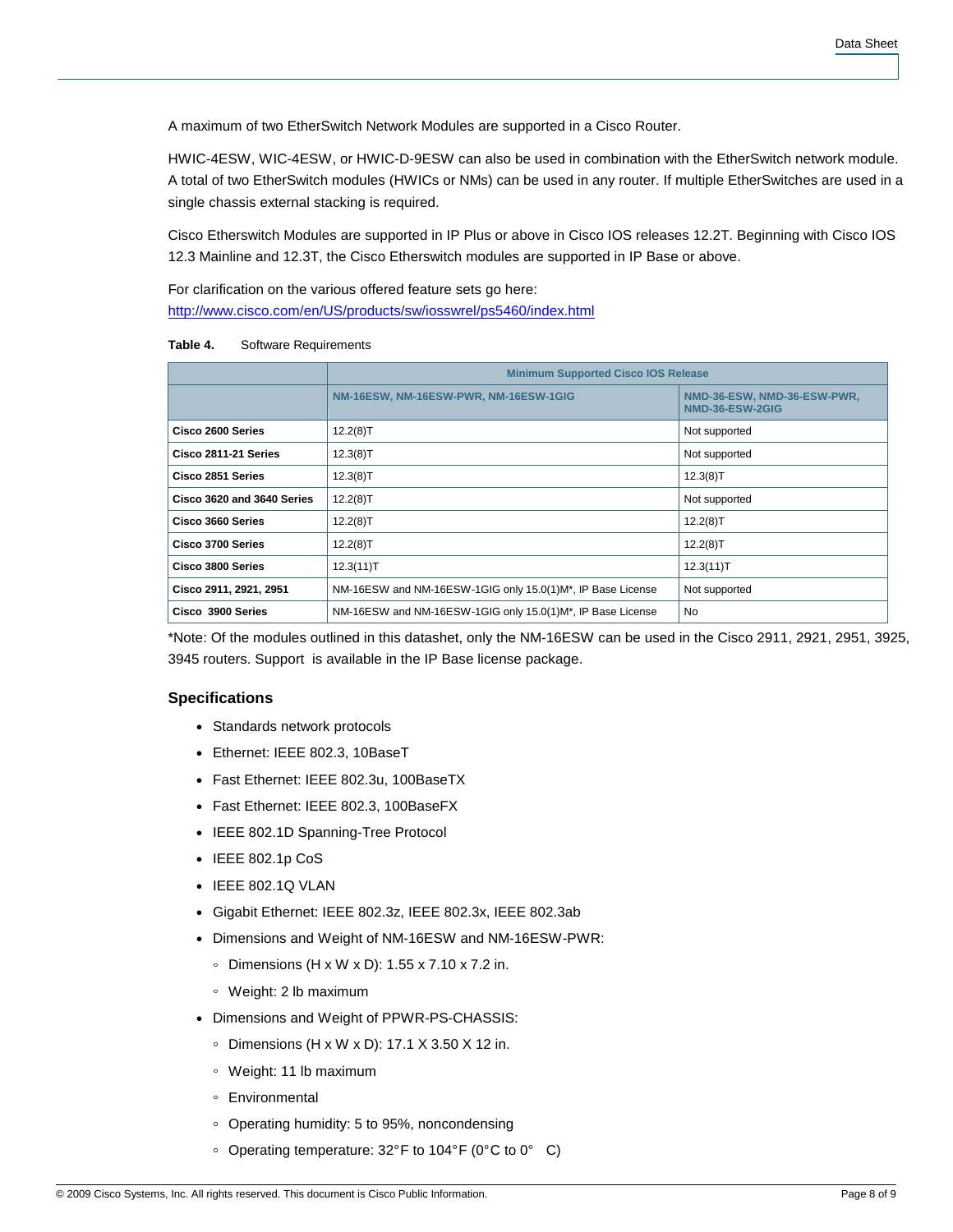A maximum of two EtherSwitch Network Modules are supported in a Cisco Router.

HWIC-4ESW, WIC-4ESW, or HWIC-D-9ESW can also be used in combination with the EtherSwitch network module. A total of two EtherSwitch modules (HWICs or NMs) can be used in any router. If multiple EtherSwitches are used in a single chassis external stacking is required.

Cisco Etherswitch Modules are supported in IP Plus or above in Cisco IOS releases 12.2T. Beginning with Cisco IOS 12.3 Mainline and 12.3T, the Cisco Etherswitch modules are supported in IP Base or above.

For clarification on the various offered feature sets go here:
http://www.cisco.com/en/US/products/sw/iosswrel/ps5460/index.html

**Table 4.** Software Requirements

| | Minimum Supported Cisco IOS Release | |
|---|---|---|
| | NM-16ESW, NM-16ESW-PWR, NM-16ESW-1GIG | NMD-36-ESW, NMD-36-ESW-PWR, NMD-36-ESW-2GIG |
| **Cisco 2600 Series** | 12.2(8)T | Not supported |
| **Cisco 2811-21 Series** | 12.3(8)T | Not supported |
| **Cisco 2851 Series** | 12.3(8)T | 12.3(8)T |
| **Cisco 3620 and 3640 Series** | 12.2(8)T | Not supported |
| **Cisco 3660 Series** | 12.2(8)T | 12.2(8)T |
| **Cisco 3700 Series** | 12.2(8)T | 12.2(8)T |
| **Cisco 3800 Series** | 12.3(11)T | 12.3(11)T |
| **Cisco 2911, 2921, 2951** | NM-16ESW and NM-16ESW-1GIG only 15.0(1)M*, IP Base License | Not supported |
| **Cisco 3900 Series** | NM-16ESW and NM-16ESW-1GIG only 15.0(1)M*, IP Base License | No |

*Note: Of the modules outlined in this datashet, only the NM-16ESW can be used in the Cisco 2911, 2921, 2951, 3925, 3945 routers. Support is available in the IP Base license package.

### Specifications

- Standards network protocols
- Ethernet: IEEE 802.3, 10BaseT
- Fast Ethernet: IEEE 802.3u, 100BaseTX
- Fast Ethernet: IEEE 802.3, 100BaseFX
- IEEE 802.1D Spanning-Tree Protocol
- IEEE 802.1p CoS
- IEEE 802.1Q VLAN
- Gigabit Ethernet: IEEE 802.3z, IEEE 802.3x, IEEE 802.3ab
- Dimensions and Weight of NM-16ESW and NM-16ESW-PWR:
  - Dimensions (H x W x D): 1.55 x 7.10 x 7.2 in.
  - Weight: 2 lb maximum
- Dimensions and Weight of PPWR-PS-CHASSIS:
  - Dimensions (H x W x D): 17.1 X 3.50 X 12 in.
  - Weight: 11 lb maximum
  - Environmental
  - Operating humidity: 5 to 95%, noncondensing
  - Operating temperature: 32°F to 104°F (0°C to 0° C)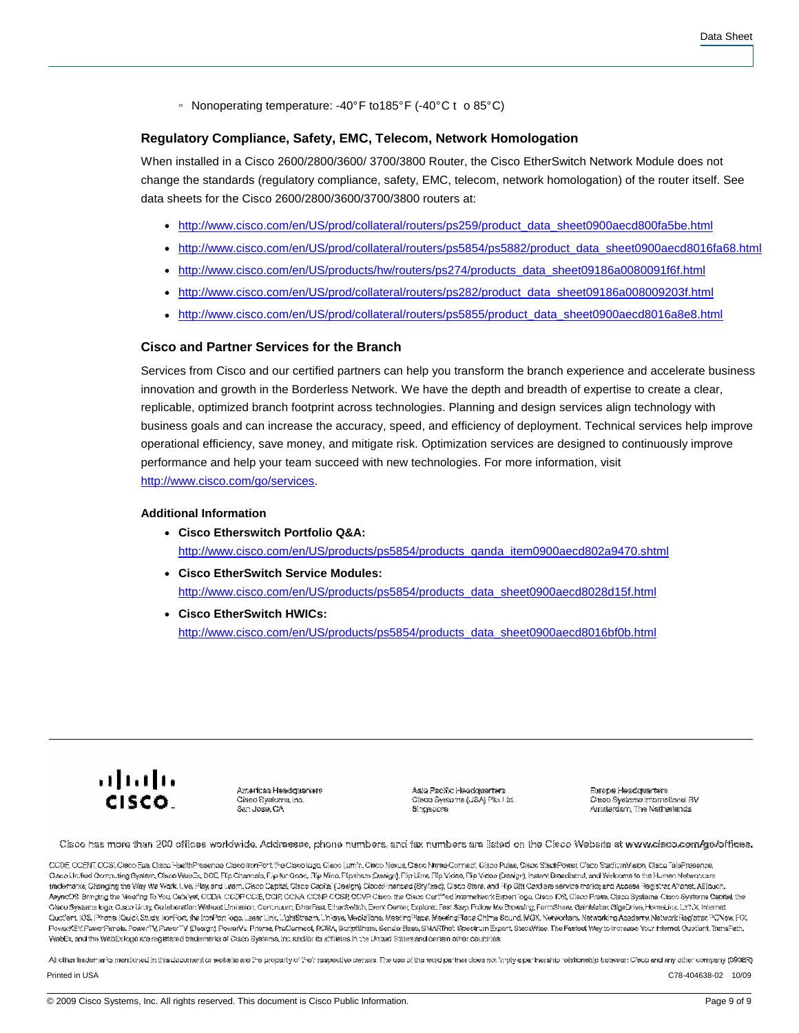- Nonoperating temperature: -40°F to185°F (-40°C t o 85°C)

### Regulatory Compliance, Safety, EMC, Telecom, Network Homologation

When installed in a Cisco 2600/2800/3600/ 3700/3800 Router, the Cisco EtherSwitch Network Module does not change the standards (regulatory compliance, safety, EMC, telecom, network homologation) of the router itself. See data sheets for the Cisco 2600/2800/3600/3700/3800 routers at:

- http://www.cisco.com/en/US/prod/collateral/routers/ps259/product_data_sheet0900aecd800fa5be.html
- http://www.cisco.com/en/US/prod/collateral/routers/ps5854/ps5882/product_data_sheet0900aecd8016fa68.html
- http://www.cisco.com/en/US/products/hw/routers/ps274/products_data_sheet09186a0080091f6f.html
- http://www.cisco.com/en/US/prod/collateral/routers/ps282/product_data_sheet09186a008009203f.html
- http://www.cisco.com/en/US/prod/collateral/routers/ps5855/product_data_sheet0900aecd8016a8e8.html

### Cisco and Partner Services for the Branch

Services from Cisco and our certified partners can help you transform the branch experience and accelerate business innovation and growth in the Borderless Network. We have the depth and breadth of expertise to create a clear, replicable, optimized branch footprint across technologies. Planning and design services align technology with business goals and can increase the accuracy, speed, and efficiency of deployment. Technical services help improve operational efficiency, save money, and mitigate risk. Optimization services are designed to continuously improve performance and help your team succeed with new technologies. For more information, visit http://www.cisco.com/go/services.

#### Additional Information

- **Cisco Etherswitch Portfolio Q&A:**
  http://www.cisco.com/en/US/products/ps5854/products_qanda_item0900aecd802a9470.shtml
- **Cisco EtherSwitch Service Modules:**
  http://www.cisco.com/en/US/products/ps5854/products_data_sheet0900aecd8028d15f.html
- **Cisco EtherSwitch HWICs:**
  http://www.cisco.com/en/US/products/ps5854/products_data_sheet0900aecd8016bf0b.html

Americas Headquarters
Cisco Systems, Inc.
San Jose, CA

Asia Pacific Headquarters
Cisco Systems (USA) Pte. Ltd.
Singapore

Europe Headquarters
Cisco Systems International BV
Amsterdam, The Netherlands

Cisco has more than 200 offices worldwide. Addresses, phone numbers, and fax numbers are listed on the Cisco Website at www.cisco.com/go/offices.

CCDE, CCENT, CCSI, Cisco Eos, Cisco HealthPresence, Cisco IronPort, the Cisco logo, Cisco Lumin, Cisco Nexus, Cisco Nurse Connect, Cisco Pulse, Cisco StackPower, Cisco StadiumVision, Cisco TelePresence, Cisco Unified Computing System, Cisco WebEx, DCE, Flip Channels, Flip for Good, Flip Mino, Flipshare (Design), Flip Ultra, Flip Video, Flip Video (Design), Instant Broadband, and Welcome to the Human Network are trademarks; Changing the Way We Work, Live, Play, and Learn, Cisco Capital, Cisco Capital (Design), Cisco:Financed (Stylized), Cisco Store, and Flip Gift Card are service marks; and Access Registrar, Aironet, AllTouch, AsyncOS, Bringing the Meeting To You, Catalyst, CCDA, CCDP, CCIE, CCIP, CCNA, CCNP, CCSP, CCVP, Cisco, the Cisco Certified Internetwork Expert logo, Cisco IOS, Cisco Press, Cisco Systems, Cisco Systems Capital, the Cisco Systems logo, Cisco Unity, Collaboration Without Limitation, Continuum, EtherFast, EtherSwitch, Event Center, Explorer, Fast Step, Follow Me Browsing, FormShare, GainMaker, GigaDrive, HomeLink, iLYNX, Internet Quotient, IOS, iPhone, iQuick Study, IronPort, the IronPort logo, Laser Link, LightStream, Linksys, MediaTone, MeetingPlace, MeetingPlace Chime Sound, MGX, Networkers, Networking Academy, Network Registrar, PCNow, PIX, PowerKEY, PowerPanels, PowerTV, PowerTV (Design), PowerVu, Prisma, ProConnect, ROSA, ScriptShare, SenderBase, SMARTnet, Spectrum Expert, StackWise, The Fastest Way to Increase Your Internet Quotient, TransPath, WebEx, and the WebEx logo are registered trademarks of Cisco Systems, Inc. and/or its affiliates in the United States and certain other countries.

All other trademarks mentioned in this document or website are the property of their respective owners. The use of the word partner does not imply a partnership relationship between Cisco and any other company. (0908R)

Printed in USA C78-404638-02 10/09

© 2009 Cisco Systems, Inc. All rights reserved. This document is Cisco Public Information.